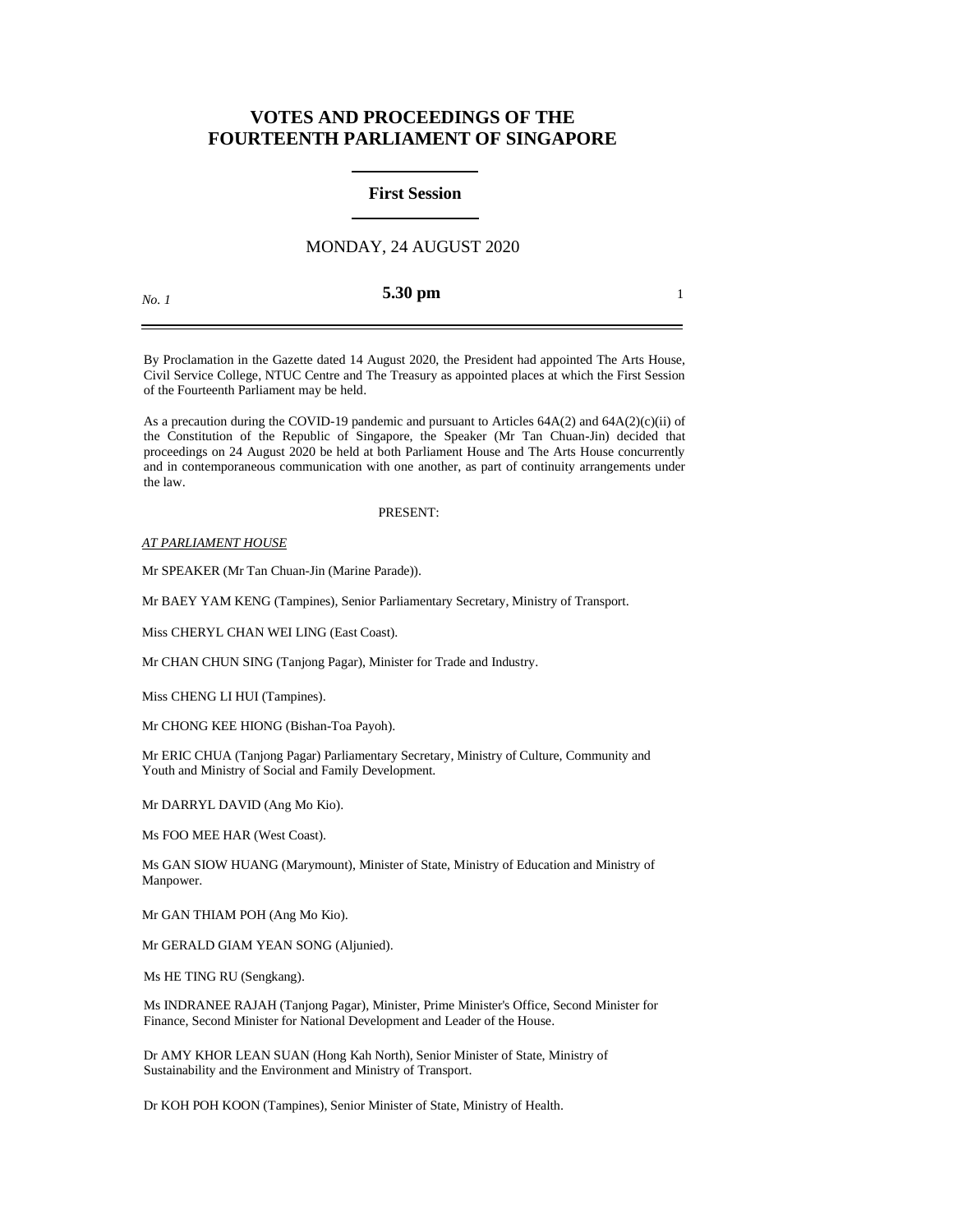# VOTES AND PROCEEDINGS OF THE FOURTEENTH PARLIAMENT OF SINGAPORE

## First Session

MONDAY, 24 AUGUST 2020

*No. 1*

**5.30 pm**

By Proclamation in the Gazette dated 14 August 2020, the President had appointed The Arts House, Civil Service College, NTUC Centre and The Treasury as appointed places at which the First Session of the Fourteenth Parliament may be held.

As a precaution during the COVID-19 pandemic and pursuant to Articles 64A(2) and 64A(2)(c)(ii) of the Constitution of the Republic of Singapore, the Speaker (Mr Tan Chuan-Jin) decided that proceedings on 24 August 2020 be held at both Parliament House and The Arts House concurrently and in contemporaneous communication with one another, as part of continuity arrangements under the law.

PRESENT:

*AT PARLIAMENT HOUSE*

Mr SPEAKER (Mr Tan Chuan-Jin (Marine Parade)).

Mr BAEY YAM KENG (Tampines), Senior Parliamentary Secretary, Ministry of Transport.

Miss CHERYL CHAN WEI LING (East Coast).

Mr CHAN CHUN SING (Tanjong Pagar), Minister for Trade and Industry.

Miss CHENG LI HUI (Tampines).

Mr CHONG KEE HIONG (Bishan-Toa Payoh).

Mr ERIC CHUA (Tanjong Pagar) Parliamentary Secretary, Ministry of Culture, Community and Youth and Ministry of Social and Family Development.

Mr DARRYL DAVID (Ang Mo Kio).

Ms FOO MEE HAR (West Coast).

Ms GAN SIOW HUANG (Marymount), Minister of State, Ministry of Education and Ministry of Manpower.

Mr GAN THIAM POH (Ang Mo Kio).

Mr GERALD GIAM YEAN SONG (Aljunied).

Ms HE TING RU (Sengkang).

Ms INDRANEE RAJAH (Tanjong Pagar), Minister, Prime Minister's Office, Second Minister for Finance, Second Minister for National Development and Leader of the House.

Dr AMY KHOR LEAN SUAN (Hong Kah North), Senior Minister of State, Ministry of Sustainability and the Environment and Ministry of Transport.

Dr KOH POH KOON (Tampines), Senior Minister of State, Ministry of Health.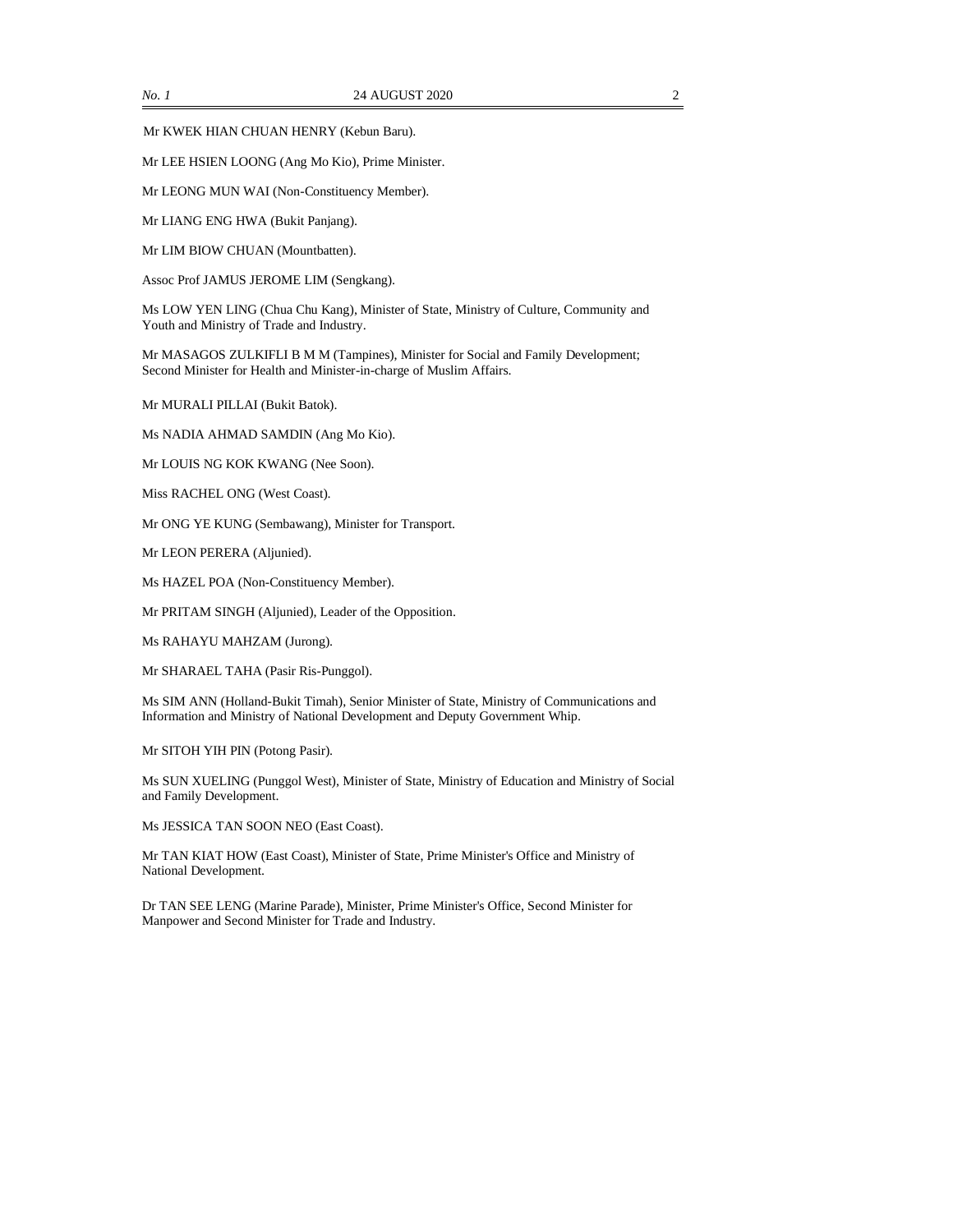Mr KWEK HIAN CHUAN HENRY (Kebun Baru).

Mr LEE HSIEN LOONG (Ang Mo Kio), Prime Minister.

Mr LEONG MUN WAI (Non-Constituency Member).

Mr LIANG ENG HWA (Bukit Panjang).

Mr LIM BIOW CHUAN (Mountbatten).

Assoc Prof JAMUS JEROME LIM (Sengkang).

Ms LOW YEN LING (Chua Chu Kang), Minister of State, Ministry of Culture, Community and Youth and Ministry of Trade and Industry.

Mr MASAGOS ZULKIFLI B M M (Tampines), Minister for Social and Family Development; Second Minister for Health and Minister-in-charge of Muslim Affairs.

Mr MURALI PILLAI (Bukit Batok).

Ms NADIA AHMAD SAMDIN (Ang Mo Kio).

Mr LOUIS NG KOK KWANG (Nee Soon).

Miss RACHEL ONG (West Coast).

Mr ONG YE KUNG (Sembawang), Minister for Transport.

Mr LEON PERERA (Aljunied).

Ms HAZEL POA (Non-Constituency Member).

Mr PRITAM SINGH (Aljunied), Leader of the Opposition.

Ms RAHAYU MAHZAM (Jurong).

Mr SHARAEL TAHA (Pasir Ris-Punggol).

Ms SIM ANN (Holland-Bukit Timah), Senior Minister of State, Ministry of Communications and Information and Ministry of National Development and Deputy Government Whip.

Mr SITOH YIH PIN (Potong Pasir).

Ms SUN XUELING (Punggol West), Minister of State, Ministry of Education and Ministry of Social and Family Development.

Ms JESSICA TAN SOON NEO (East Coast).

Mr TAN KIAT HOW (East Coast), Minister of State, Prime Minister's Office and Ministry of National Development.

Dr TAN SEE LENG (Marine Parade), Minister, Prime Minister's Office, Second Minister for Manpower and Second Minister for Trade and Industry.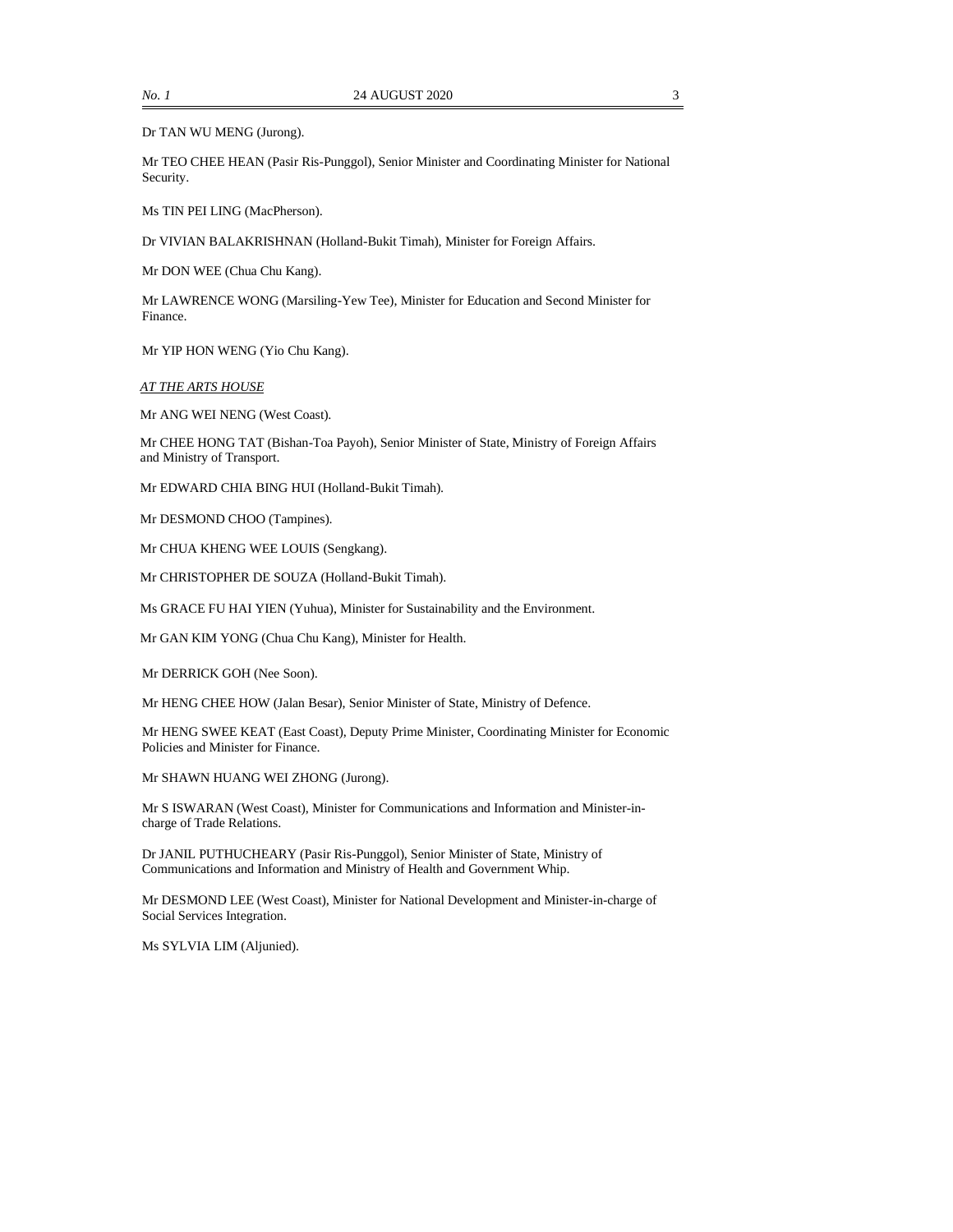Dr TAN WU MENG (Jurong).

Mr TEO CHEE HEAN (Pasir Ris-Punggol), Senior Minister and Coordinating Minister for National Security.

Ms TIN PEI LING (MacPherson).

Dr VIVIAN BALAKRISHNAN (Holland-Bukit Timah), Minister for Foreign Affairs.

Mr DON WEE (Chua Chu Kang).

Mr LAWRENCE WONG (Marsiling-Yew Tee), Minister for Education and Second Minister for Finance.

Mr YIP HON WENG (Yio Chu Kang).

*AT THE ARTS HOUSE*

Mr ANG WEI NENG (West Coast).

Mr CHEE HONG TAT (Bishan-Toa Payoh), Senior Minister of State, Ministry of Foreign Affairs and Ministry of Transport.

Mr EDWARD CHIA BING HUI (Holland-Bukit Timah).

Mr DESMOND CHOO (Tampines).

Mr CHUA KHENG WEE LOUIS (Sengkang).

Mr CHRISTOPHER DE SOUZA (Holland-Bukit Timah).

Ms GRACE FU HAI YIEN (Yuhua), Minister for Sustainability and the Environment.

Mr GAN KIM YONG (Chua Chu Kang), Minister for Health.

Mr DERRICK GOH (Nee Soon).

Mr HENG CHEE HOW (Jalan Besar), Senior Minister of State, Ministry of Defence.

Mr HENG SWEE KEAT (East Coast), Deputy Prime Minister, Coordinating Minister for Economic Policies and Minister for Finance.

Mr SHAWN HUANG WEI ZHONG (Jurong).

Mr S ISWARAN (West Coast), Minister for Communications and Information and Minister-in-charge of Trade Relations.

Dr JANIL PUTHUCHEARY (Pasir Ris-Punggol), Senior Minister of State, Ministry of Communications and Information and Ministry of Health and Government Whip.

Mr DESMOND LEE (West Coast), Minister for National Development and Minister-in-charge of Social Services Integration.

Ms SYLVIA LIM (Aljunied).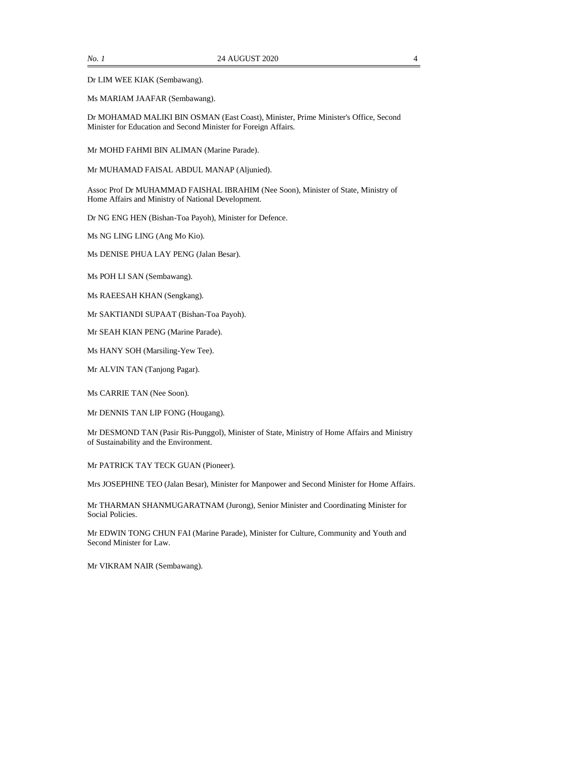Dr LIM WEE KIAK (Sembawang).

Ms MARIAM JAAFAR (Sembawang).

Dr MOHAMAD MALIKI BIN OSMAN (East Coast), Minister, Prime Minister's Office, Second Minister for Education and Second Minister for Foreign Affairs.

Mr MOHD FAHMI BIN ALIMAN (Marine Parade).

Mr MUHAMAD FAISAL ABDUL MANAP (Aljunied).

Assoc Prof Dr MUHAMMAD FAISHAL IBRAHIM (Nee Soon), Minister of State, Ministry of Home Affairs and Ministry of National Development.

Dr NG ENG HEN (Bishan-Toa Payoh), Minister for Defence.

Ms NG LING LING (Ang Mo Kio).

Ms DENISE PHUA LAY PENG (Jalan Besar).

Ms POH LI SAN (Sembawang).

Ms RAEESAH KHAN (Sengkang).

Mr SAKTIANDI SUPAAT (Bishan-Toa Payoh).

Mr SEAH KIAN PENG (Marine Parade).

Ms HANY SOH (Marsiling-Yew Tee).

Mr ALVIN TAN (Tanjong Pagar).

Ms CARRIE TAN (Nee Soon).

Mr DENNIS TAN LIP FONG (Hougang).

Mr DESMOND TAN (Pasir Ris-Punggol), Minister of State, Ministry of Home Affairs and Ministry of Sustainability and the Environment.

Mr PATRICK TAY TECK GUAN (Pioneer).

Mrs JOSEPHINE TEO (Jalan Besar), Minister for Manpower and Second Minister for Home Affairs.

Mr THARMAN SHANMUGARATNAM (Jurong), Senior Minister and Coordinating Minister for Social Policies.

Mr EDWIN TONG CHUN FAI (Marine Parade), Minister for Culture, Community and Youth and Second Minister for Law.

Mr VIKRAM NAIR (Sembawang).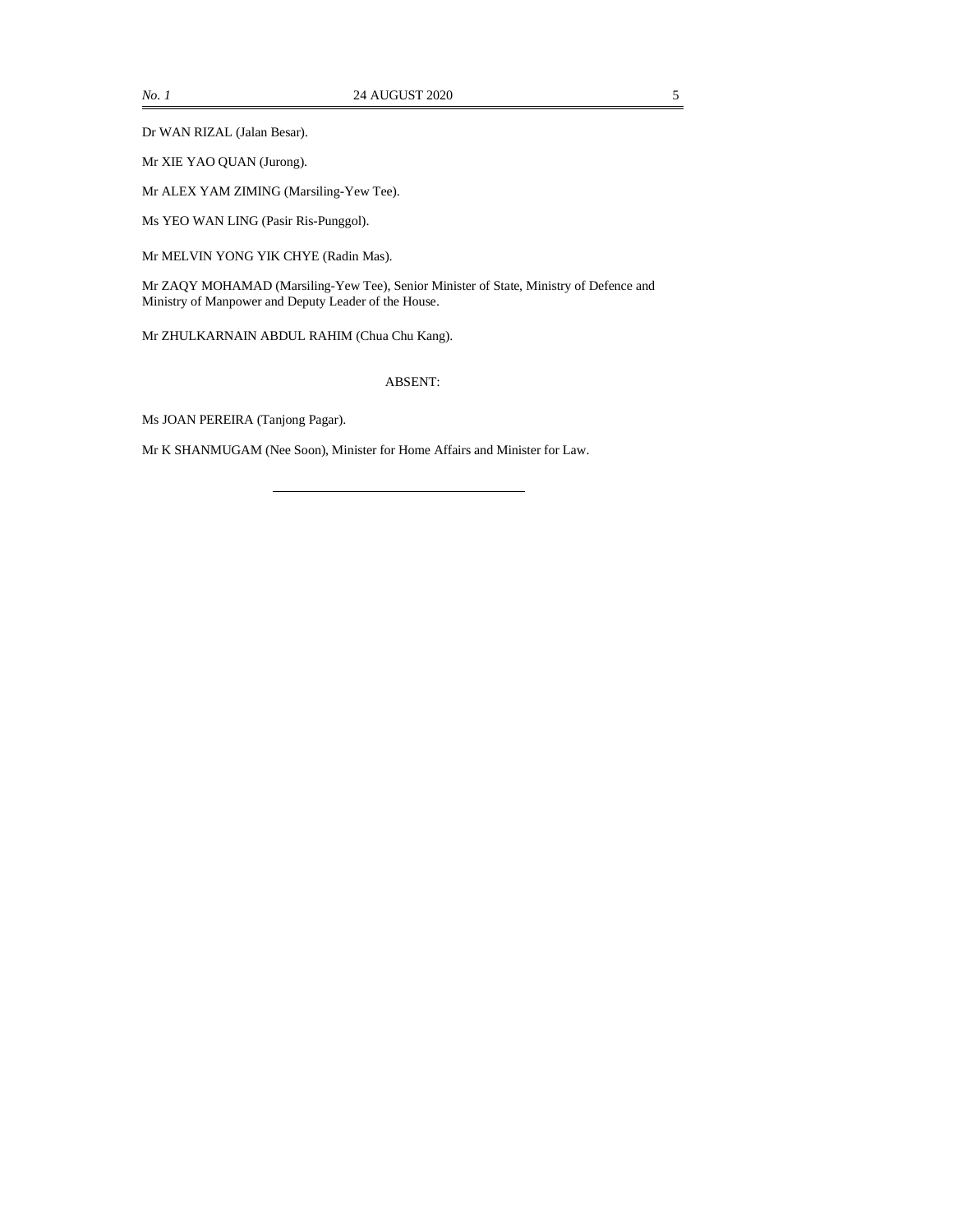Dr WAN RIZAL (Jalan Besar).

Mr XIE YAO QUAN (Jurong).

Mr ALEX YAM ZIMING (Marsiling-Yew Tee).

Ms YEO WAN LING (Pasir Ris-Punggol).

Mr MELVIN YONG YIK CHYE (Radin Mas).

Mr ZAQY MOHAMAD (Marsiling-Yew Tee), Senior Minister of State, Ministry of Defence and Ministry of Manpower and Deputy Leader of the House.

Mr ZHULKARNAIN ABDUL RAHIM (Chua Chu Kang).

ABSENT:

Ms JOAN PEREIRA (Tanjong Pagar).

Mr K SHANMUGAM (Nee Soon), Minister for Home Affairs and Minister for Law.

---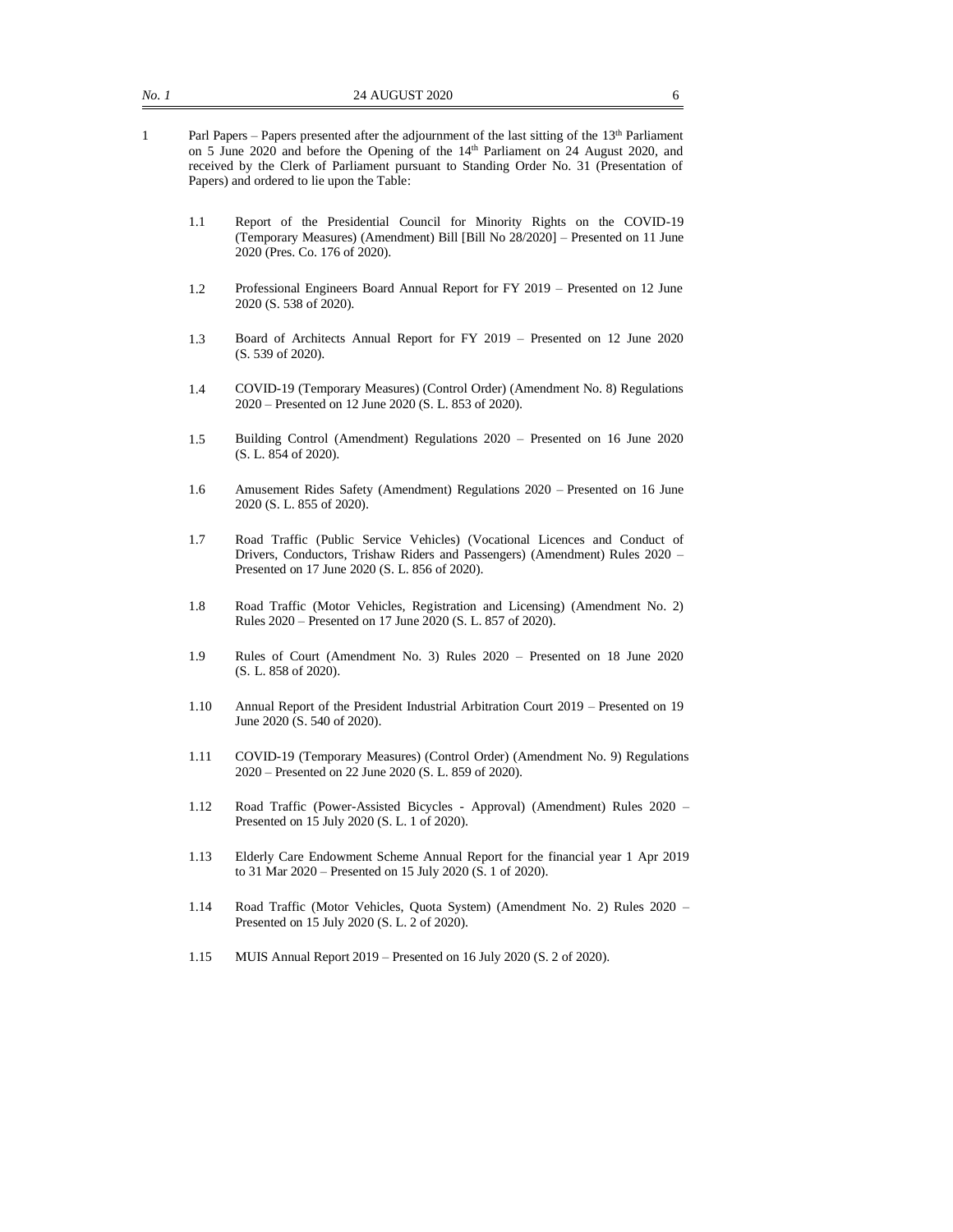1 Parl Papers – Papers presented after the adjournment of the last sitting of the 13th Parliament on 5 June 2020 and before the Opening of the 14th Parliament on 24 August 2020, and received by the Clerk of Parliament pursuant to Standing Order No. 31 (Presentation of Papers) and ordered to lie upon the Table:

1.1 Report of the Presidential Council for Minority Rights on the COVID-19 (Temporary Measures) (Amendment) Bill [Bill No 28/2020] – Presented on 11 June 2020 (Pres. Co. 176 of 2020).

1.2 Professional Engineers Board Annual Report for FY 2019 – Presented on 12 June 2020 (S. 538 of 2020).

1.3 Board of Architects Annual Report for FY 2019 – Presented on 12 June 2020 (S. 539 of 2020).

1.4 COVID-19 (Temporary Measures) (Control Order) (Amendment No. 8) Regulations 2020 – Presented on 12 June 2020 (S. L. 853 of 2020).

1.5 Building Control (Amendment) Regulations 2020 – Presented on 16 June 2020 (S. L. 854 of 2020).

1.6 Amusement Rides Safety (Amendment) Regulations 2020 – Presented on 16 June 2020 (S. L. 855 of 2020).

1.7 Road Traffic (Public Service Vehicles) (Vocational Licences and Conduct of Drivers, Conductors, Trishaw Riders and Passengers) (Amendment) Rules 2020 – Presented on 17 June 2020 (S. L. 856 of 2020).

1.8 Road Traffic (Motor Vehicles, Registration and Licensing) (Amendment No. 2) Rules 2020 – Presented on 17 June 2020 (S. L. 857 of 2020).

1.9 Rules of Court (Amendment No. 3) Rules 2020 – Presented on 18 June 2020 (S. L. 858 of 2020).

1.10 Annual Report of the President Industrial Arbitration Court 2019 – Presented on 19 June 2020 (S. 540 of 2020).

1.11 COVID-19 (Temporary Measures) (Control Order) (Amendment No. 9) Regulations 2020 – Presented on 22 June 2020 (S. L. 859 of 2020).

1.12 Road Traffic (Power-Assisted Bicycles - Approval) (Amendment) Rules 2020 – Presented on 15 July 2020 (S. L. 1 of 2020).

1.13 Elderly Care Endowment Scheme Annual Report for the financial year 1 Apr 2019 to 31 Mar 2020 – Presented on 15 July 2020 (S. 1 of 2020).

1.14 Road Traffic (Motor Vehicles, Quota System) (Amendment No. 2) Rules 2020 – Presented on 15 July 2020 (S. L. 2 of 2020).

1.15 MUIS Annual Report 2019 – Presented on 16 July 2020 (S. 2 of 2020).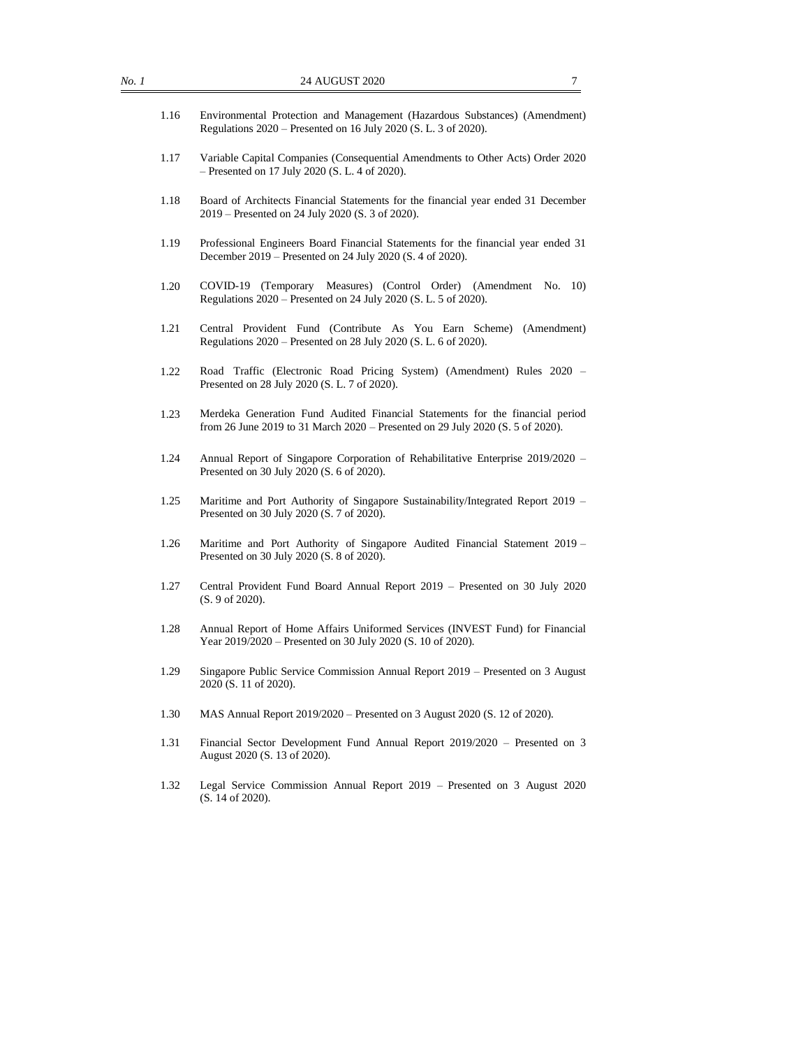1.16 Environmental Protection and Management (Hazardous Substances) (Amendment) Regulations 2020 – Presented on 16 July 2020 (S. L. 3 of 2020).

1.17 Variable Capital Companies (Consequential Amendments to Other Acts) Order 2020 – Presented on 17 July 2020 (S. L. 4 of 2020).

1.18 Board of Architects Financial Statements for the financial year ended 31 December 2019 – Presented on 24 July 2020 (S. 3 of 2020).

1.19 Professional Engineers Board Financial Statements for the financial year ended 31 December 2019 – Presented on 24 July 2020 (S. 4 of 2020).

1.20 COVID-19 (Temporary Measures) (Control Order) (Amendment No. 10) Regulations 2020 – Presented on 24 July 2020 (S. L. 5 of 2020).

1.21 Central Provident Fund (Contribute As You Earn Scheme) (Amendment) Regulations 2020 – Presented on 28 July 2020 (S. L. 6 of 2020).

1.22 Road Traffic (Electronic Road Pricing System) (Amendment) Rules 2020 – Presented on 28 July 2020 (S. L. 7 of 2020).

1.23 Merdeka Generation Fund Audited Financial Statements for the financial period from 26 June 2019 to 31 March 2020 – Presented on 29 July 2020 (S. 5 of 2020).

1.24 Annual Report of Singapore Corporation of Rehabilitative Enterprise 2019/2020 – Presented on 30 July 2020 (S. 6 of 2020).

1.25 Maritime and Port Authority of Singapore Sustainability/Integrated Report 2019 – Presented on 30 July 2020 (S. 7 of 2020).

1.26 Maritime and Port Authority of Singapore Audited Financial Statement 2019 – Presented on 30 July 2020 (S. 8 of 2020).

1.27 Central Provident Fund Board Annual Report 2019 – Presented on 30 July 2020 (S. 9 of 2020).

1.28 Annual Report of Home Affairs Uniformed Services (INVEST Fund) for Financial Year 2019/2020 – Presented on 30 July 2020 (S. 10 of 2020).

1.29 Singapore Public Service Commission Annual Report 2019 – Presented on 3 August 2020 (S. 11 of 2020).

1.30 MAS Annual Report 2019/2020 – Presented on 3 August 2020 (S. 12 of 2020).

1.31 Financial Sector Development Fund Annual Report 2019/2020 – Presented on 3 August 2020 (S. 13 of 2020).

1.32 Legal Service Commission Annual Report 2019 – Presented on 3 August 2020 (S. 14 of 2020).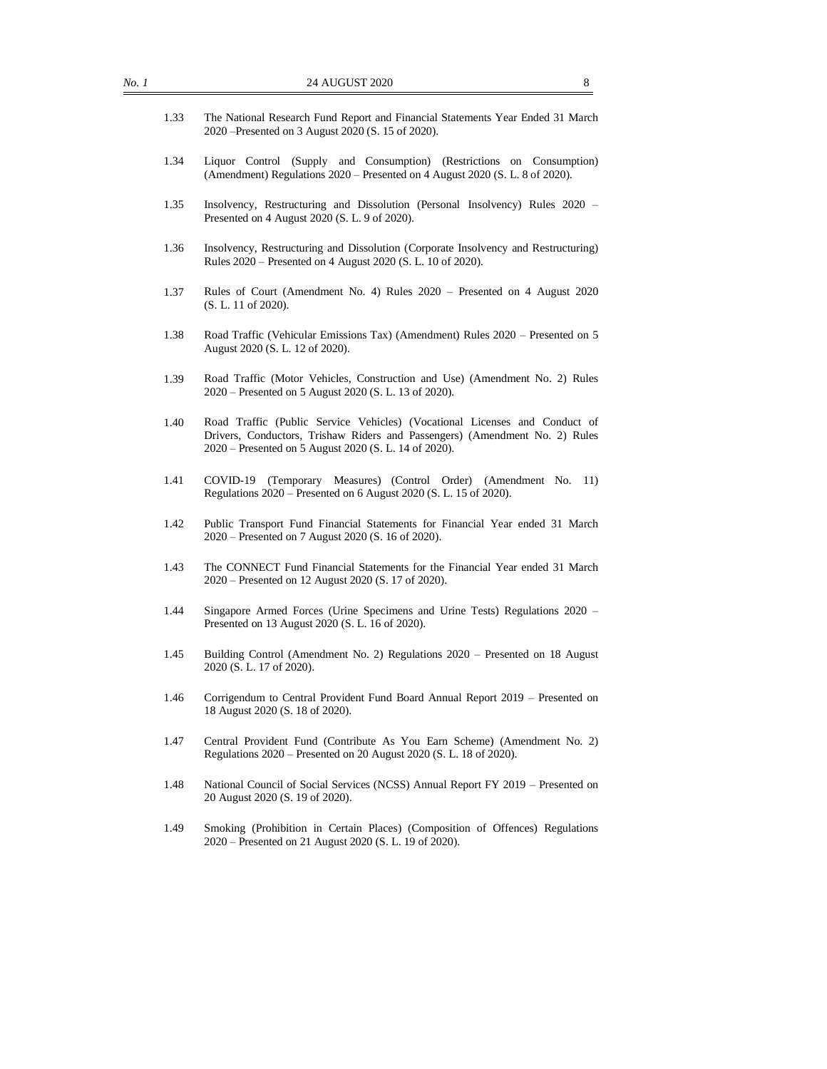1.33 The National Research Fund Report and Financial Statements Year Ended 31 March 2020 –Presented on 3 August 2020 (S. 15 of 2020).

1.34 Liquor Control (Supply and Consumption) (Restrictions on Consumption) (Amendment) Regulations 2020 – Presented on 4 August 2020 (S. L. 8 of 2020).

1.35 Insolvency, Restructuring and Dissolution (Personal Insolvency) Rules 2020 – Presented on 4 August 2020 (S. L. 9 of 2020).

1.36 Insolvency, Restructuring and Dissolution (Corporate Insolvency and Restructuring) Rules 2020 – Presented on 4 August 2020 (S. L. 10 of 2020).

1.37 Rules of Court (Amendment No. 4) Rules 2020 – Presented on 4 August 2020 (S. L. 11 of 2020).

1.38 Road Traffic (Vehicular Emissions Tax) (Amendment) Rules 2020 – Presented on 5 August 2020 (S. L. 12 of 2020).

1.39 Road Traffic (Motor Vehicles, Construction and Use) (Amendment No. 2) Rules 2020 – Presented on 5 August 2020 (S. L. 13 of 2020).

1.40 Road Traffic (Public Service Vehicles) (Vocational Licenses and Conduct of Drivers, Conductors, Trishaw Riders and Passengers) (Amendment No. 2) Rules 2020 – Presented on 5 August 2020 (S. L. 14 of 2020).

1.41 COVID-19 (Temporary Measures) (Control Order) (Amendment No. 11) Regulations 2020 – Presented on 6 August 2020 (S. L. 15 of 2020).

1.42 Public Transport Fund Financial Statements for Financial Year ended 31 March 2020 – Presented on 7 August 2020 (S. 16 of 2020).

1.43 The CONNECT Fund Financial Statements for the Financial Year ended 31 March 2020 – Presented on 12 August 2020 (S. 17 of 2020).

1.44 Singapore Armed Forces (Urine Specimens and Urine Tests) Regulations 2020 – Presented on 13 August 2020 (S. L. 16 of 2020).

1.45 Building Control (Amendment No. 2) Regulations 2020 – Presented on 18 August 2020 (S. L. 17 of 2020).

1.46 Corrigendum to Central Provident Fund Board Annual Report 2019 – Presented on 18 August 2020 (S. 18 of 2020).

1.47 Central Provident Fund (Contribute As You Earn Scheme) (Amendment No. 2) Regulations 2020 – Presented on 20 August 2020 (S. L. 18 of 2020).

1.48 National Council of Social Services (NCSS) Annual Report FY 2019 – Presented on 20 August 2020 (S. 19 of 2020).

1.49 Smoking (Prohibition in Certain Places) (Composition of Offences) Regulations 2020 – Presented on 21 August 2020 (S. L. 19 of 2020).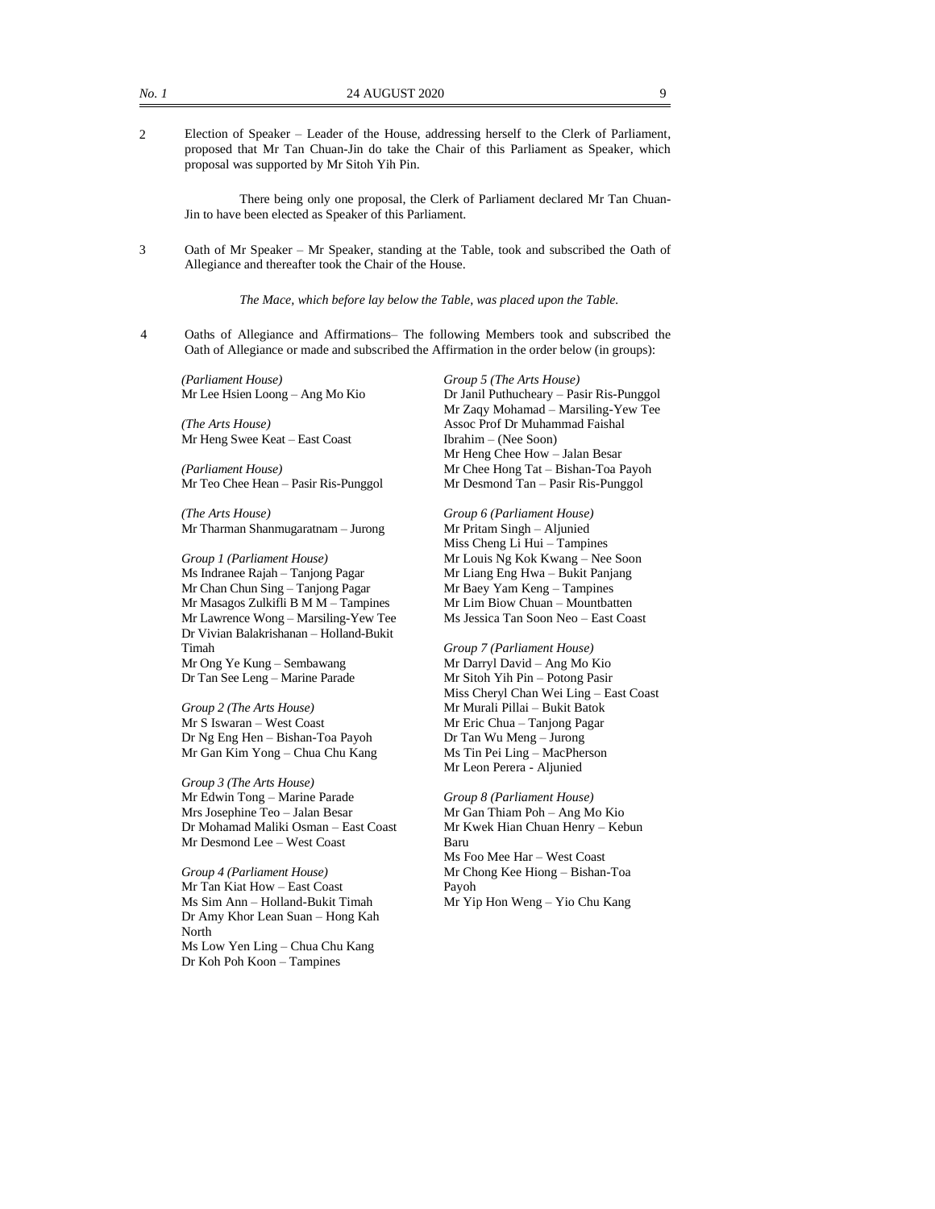2 Election of Speaker – Leader of the House, addressing herself to the Clerk of Parliament, proposed that Mr Tan Chuan-Jin do take the Chair of this Parliament as Speaker, which proposal was supported by Mr Sitoh Yih Pin.

There being only one proposal, the Clerk of Parliament declared Mr Tan Chuan-Jin to have been elected as Speaker of this Parliament.

3 Oath of Mr Speaker – Mr Speaker, standing at the Table, took and subscribed the Oath of Allegiance and thereafter took the Chair of the House.

*The Mace, which before lay below the Table, was placed upon the Table.*

4 Oaths of Allegiance and Affirmations– The following Members took and subscribed the Oath of Allegiance or made and subscribed the Affirmation in the order below (in groups):

*(Parliament House)*
Mr Lee Hsien Loong – Ang Mo Kio

*(The Arts House)*
Mr Heng Swee Keat – East Coast

*(Parliament House)*
Mr Teo Chee Hean – Pasir Ris-Punggol

*(The Arts House)*
Mr Tharman Shanmugaratnam – Jurong

*Group 1 (Parliament House)*
Ms Indranee Rajah – Tanjong Pagar
Mr Chan Chun Sing – Tanjong Pagar
Mr Masagos Zulkifli B M M – Tampines
Mr Lawrence Wong – Marsiling-Yew Tee
Dr Vivian Balakrishanan – Holland-Bukit Timah
Mr Ong Ye Kung – Sembawang
Dr Tan See Leng – Marine Parade

*Group 2 (The Arts House)*
Mr S Iswaran – West Coast
Dr Ng Eng Hen – Bishan-Toa Payoh
Mr Gan Kim Yong – Chua Chu Kang

*Group 3 (The Arts House)*
Mr Edwin Tong – Marine Parade
Mrs Josephine Teo – Jalan Besar
Dr Mohamad Maliki Osman – East Coast
Mr Desmond Lee – West Coast

*Group 4 (Parliament House)*
Mr Tan Kiat How – East Coast
Ms Sim Ann – Holland-Bukit Timah
Dr Amy Khor Lean Suan – Hong Kah North
Ms Low Yen Ling – Chua Chu Kang
Dr Koh Poh Koon – Tampines

*Group 5 (The Arts House)*
Dr Janil Puthucheary – Pasir Ris-Punggol
Mr Zaqy Mohamad – Marsiling-Yew Tee
Assoc Prof Dr Muhammad Faishal Ibrahim – (Nee Soon)
Mr Heng Chee How – Jalan Besar
Mr Chee Hong Tat – Bishan-Toa Payoh
Mr Desmond Tan – Pasir Ris-Punggol

*Group 6 (Parliament House)*
Mr Pritam Singh – Aljunied
Miss Cheng Li Hui – Tampines
Mr Louis Ng Kok Kwang – Nee Soon
Mr Liang Eng Hwa – Bukit Panjang
Mr Baey Yam Keng – Tampines
Mr Lim Biow Chuan – Mountbatten
Ms Jessica Tan Soon Neo – East Coast

*Group 7 (Parliament House)*
Mr Darryl David – Ang Mo Kio
Mr Sitoh Yih Pin – Potong Pasir
Miss Cheryl Chan Wei Ling – East Coast
Mr Murali Pillai – Bukit Batok
Mr Eric Chua – Tanjong Pagar
Dr Tan Wu Meng – Jurong
Ms Tin Pei Ling – MacPherson
Mr Leon Perera - Aljunied

*Group 8 (Parliament House)*
Mr Gan Thiam Poh – Ang Mo Kio
Mr Kwek Hian Chuan Henry – Kebun Baru
Ms Foo Mee Har – West Coast
Mr Chong Kee Hiong – Bishan-Toa Payoh
Mr Yip Hon Weng – Yio Chu Kang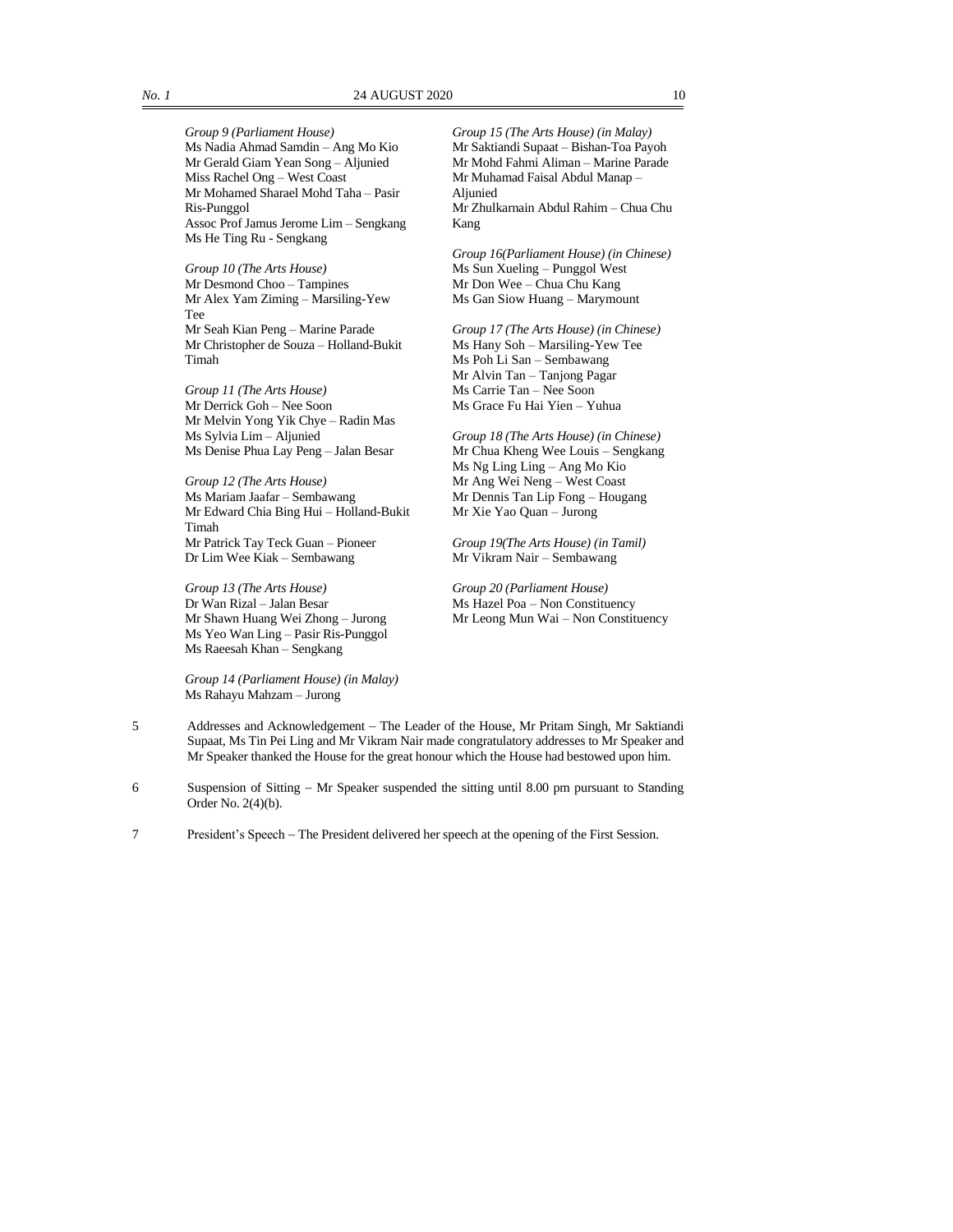*Group 9 (Parliament House)*
Ms Nadia Ahmad Samdin – Ang Mo Kio
Mr Gerald Giam Yean Song – Aljunied
Miss Rachel Ong – West Coast
Mr Mohamed Sharael Mohd Taha – Pasir Ris-Punggol
Assoc Prof Jamus Jerome Lim – Sengkang
Ms He Ting Ru - Sengkang

*Group 10 (The Arts House)*
Mr Desmond Choo – Tampines
Mr Alex Yam Ziming – Marsiling-Yew Tee
Mr Seah Kian Peng – Marine Parade
Mr Christopher de Souza – Holland-Bukit Timah

*Group 11 (The Arts House)*
Mr Derrick Goh – Nee Soon
Mr Melvin Yong Yik Chye – Radin Mas
Ms Sylvia Lim – Aljunied
Ms Denise Phua Lay Peng – Jalan Besar

*Group 12 (The Arts House)*
Ms Mariam Jaafar – Sembawang
Mr Edward Chia Bing Hui – Holland-Bukit Timah
Mr Patrick Tay Teck Guan – Pioneer
Dr Lim Wee Kiak – Sembawang

*Group 13 (The Arts House)*
Dr Wan Rizal – Jalan Besar
Mr Shawn Huang Wei Zhong – Jurong
Ms Yeo Wan Ling – Pasir Ris-Punggol
Ms Raeesah Khan – Sengkang

*Group 14 (Parliament House) (in Malay)*
Ms Rahayu Mahzam – Jurong

*Group 15 (The Arts House) (in Malay)*
Mr Saktiandi Supaat – Bishan-Toa Payoh
Mr Mohd Fahmi Aliman – Marine Parade
Mr Muhamad Faisal Abdul Manap – Aljunied
Mr Zhulkarnain Abdul Rahim – Chua Chu Kang

*Group 16(Parliament House) (in Chinese)*
Ms Sun Xueling – Punggol West
Mr Don Wee – Chua Chu Kang
Ms Gan Siow Huang – Marymount

*Group 17 (The Arts House) (in Chinese)*
Ms Hany Soh – Marsiling-Yew Tee
Ms Poh Li San – Sembawang
Mr Alvin Tan – Tanjong Pagar
Ms Carrie Tan – Nee Soon
Ms Grace Fu Hai Yien – Yuhua

*Group 18 (The Arts House) (in Chinese)*
Mr Chua Kheng Wee Louis – Sengkang
Ms Ng Ling Ling – Ang Mo Kio
Mr Ang Wei Neng – West Coast
Mr Dennis Tan Lip Fong – Hougang
Mr Xie Yao Quan – Jurong

*Group 19(The Arts House) (in Tamil)*
Mr Vikram Nair – Sembawang

*Group 20 (Parliament House)*
Ms Hazel Poa – Non Constituency
Mr Leong Mun Wai – Non Constituency

5 Addresses and Acknowledgement – The Leader of the House, Mr Pritam Singh, Mr Saktiandi Supaat, Ms Tin Pei Ling and Mr Vikram Nair made congratulatory addresses to Mr Speaker and Mr Speaker thanked the House for the great honour which the House had bestowed upon him.

6 Suspension of Sitting – Mr Speaker suspended the sitting until 8.00 pm pursuant to Standing Order No. 2(4)(b).

7 President's Speech – The President delivered her speech at the opening of the First Session.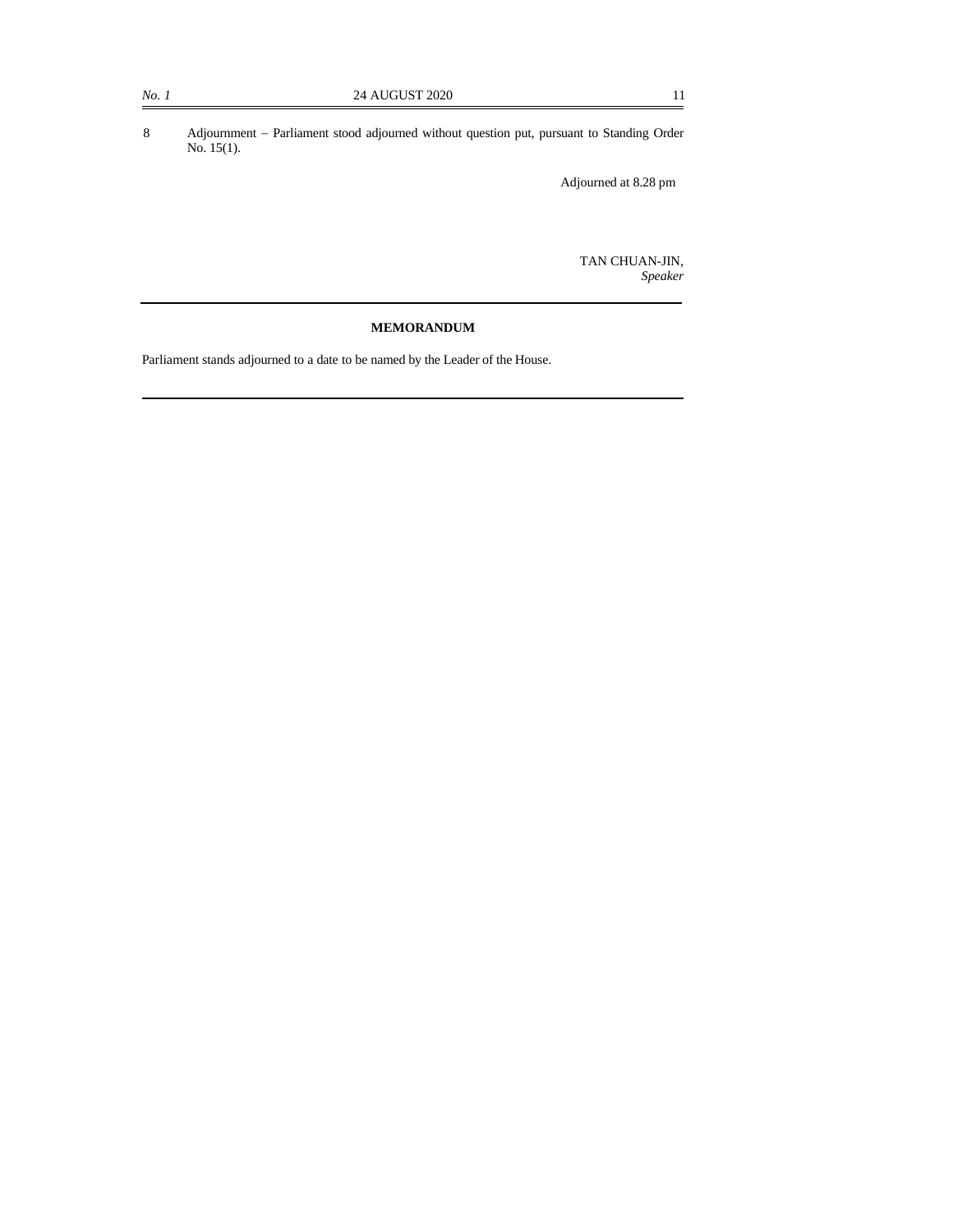8 Adjournment – Parliament stood adjourned without question put, pursuant to Standing Order No. 15(1).

Adjourned at 8.28 pm

TAN CHUAN-JIN,
*Speaker*

---

**MEMORANDUM**

Parliament stands adjourned to a date to be named by the Leader of the House.

---